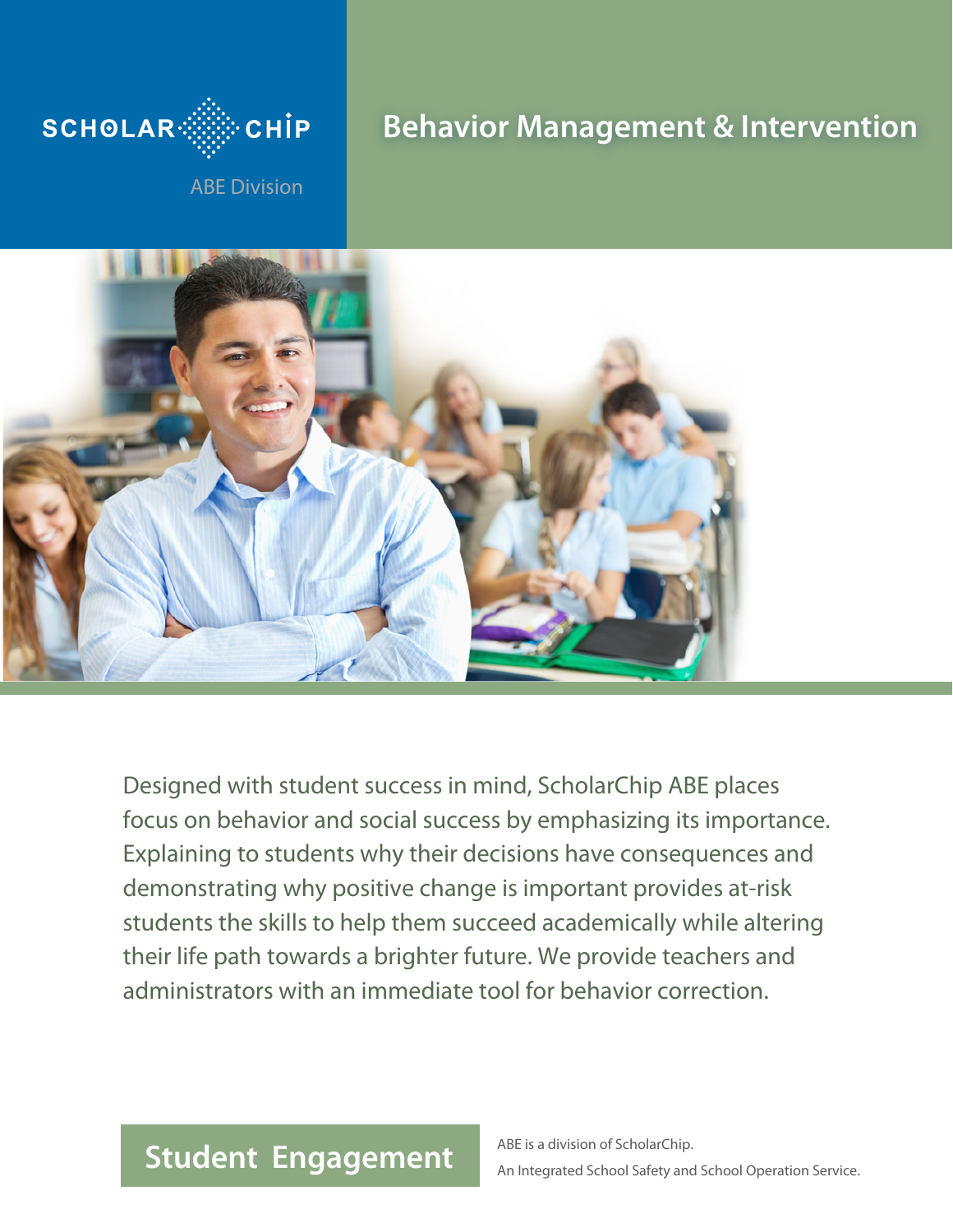SCHOLAR CHIP

ABE Division

# Behavior Management & Intervention

Designed with student success in mind, ScholarChip ABE places focus on behavior and social success by emphasizing its importance. Explaining to students why their decisions have consequences and demonstrating why positive change is important provides at-risk students the skills to help them succeed academically while altering their life path towards a brighter future. We provide teachers and administrators with an immediate tool for behavior correction.

## Student Engagement

ABE is a division of ScholarChip.

An Integrated School Safety and School Operation Service.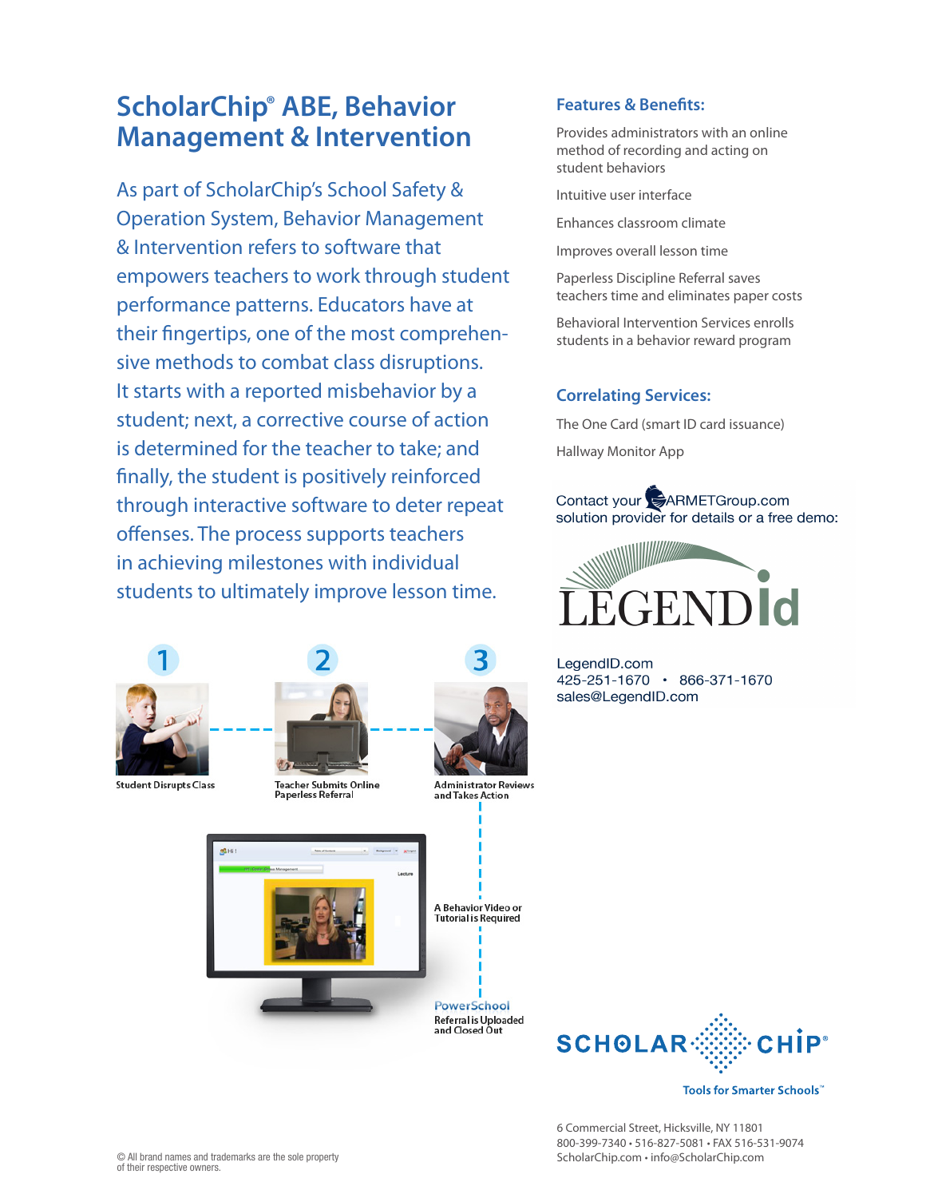# ScholarChip® ABE, Behavior Management & Intervention

As part of ScholarChip's School Safety & Operation System, Behavior Management & Intervention refers to software that empowers teachers to work through student performance patterns. Educators have at their fingertips, one of the most comprehensive methods to combat class disruptions. It starts with a reported misbehavior by a student; next, a corrective course of action is determined for the teacher to take; and finally, the student is positively reinforced through interactive software to deter repeat offenses. The process supports teachers in achieving milestones with individual students to ultimately improve lesson time.

1. Student Disrupts Class
2. Teacher Submits Online Paperless Referral
3. Administrator Reviews and Takes Action

A Behavior Video or Tutorial is Required

PowerSchool Referral is Uploaded and Closed Out

## Features & Benefits:

Provides administrators with an online method of recording and acting on student behaviors

Intuitive user interface

Enhances classroom climate

Improves overall lesson time

Paperless Discipline Referral saves teachers time and eliminates paper costs

Behavioral Intervention Services enrolls students in a behavior reward program

## Correlating Services:

The One Card (smart ID card issuance)

Hallway Monitor App

Contact your ARMETGroup.com solution provider for details or a free demo:

LEGENDid

LegendID.com
425-251-1670 • 866-371-1670
sales@LegendID.com

SCHOLAR CHIP®

Tools for Smarter Schools™

6 Commercial Street, Hicksville, NY 11801
800-399-7340 • 516-827-5081 • FAX 516-531-9074
ScholarChip.com • info@ScholarChip.com

© All brand names and trademarks are the sole property of their respective owners.